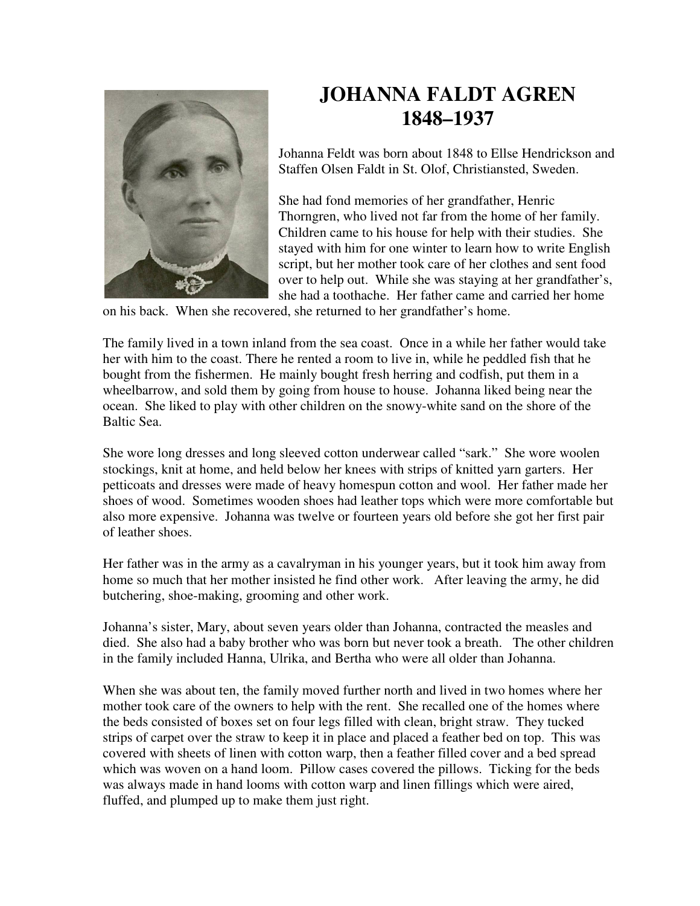# JOHANNA FALDT AGREN
# 1848–1937

Johanna Feldt was born about 1848 to Ellse Hendrickson and Staffen Olsen Faldt in St. Olof, Christiansted, Sweden.

She had fond memories of her grandfather, Henric Thorngren, who lived not far from the home of her family. Children came to his house for help with their studies. She stayed with him for one winter to learn how to write English script, but her mother took care of her clothes and sent food over to help out. While she was staying at her grandfather's, she had a toothache. Her father came and carried her home on his back. When she recovered, she returned to her grandfather's home.

The family lived in a town inland from the sea coast. Once in a while her father would take her with him to the coast. There he rented a room to live in, while he peddled fish that he bought from the fishermen. He mainly bought fresh herring and codfish, put them in a wheelbarrow, and sold them by going from house to house. Johanna liked being near the ocean. She liked to play with other children on the snowy-white sand on the shore of the Baltic Sea.

She wore long dresses and long sleeved cotton underwear called "sark." She wore woolen stockings, knit at home, and held below her knees with strips of knitted yarn garters. Her petticoats and dresses were made of heavy homespun cotton and wool. Her father made her shoes of wood. Sometimes wooden shoes had leather tops which were more comfortable but also more expensive. Johanna was twelve or fourteen years old before she got her first pair of leather shoes.

Her father was in the army as a cavalryman in his younger years, but it took him away from home so much that her mother insisted he find other work. After leaving the army, he did butchering, shoe-making, grooming and other work.

Johanna's sister, Mary, about seven years older than Johanna, contracted the measles and died. She also had a baby brother who was born but never took a breath. The other children in the family included Hanna, Ulrika, and Bertha who were all older than Johanna.

When she was about ten, the family moved further north and lived in two homes where her mother took care of the owners to help with the rent. She recalled one of the homes where the beds consisted of boxes set on four legs filled with clean, bright straw. They tucked strips of carpet over the straw to keep it in place and placed a feather bed on top. This was covered with sheets of linen with cotton warp, then a feather filled cover and a bed spread which was woven on a hand loom. Pillow cases covered the pillows. Ticking for the beds was always made in hand looms with cotton warp and linen fillings which were aired, fluffed, and plumped up to make them just right.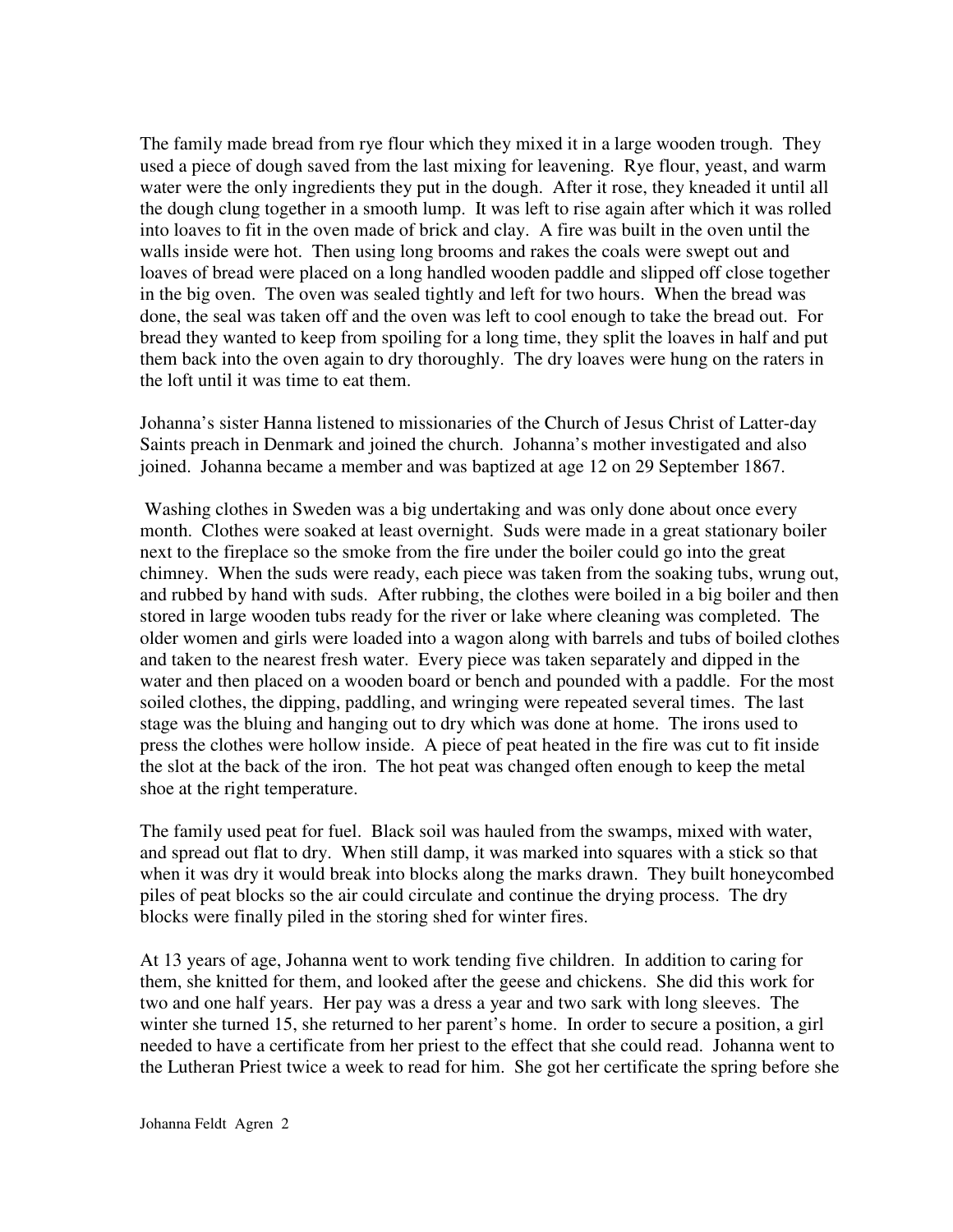The family made bread from rye flour which they mixed it in a large wooden trough. They used a piece of dough saved from the last mixing for leavening. Rye flour, yeast, and warm water were the only ingredients they put in the dough. After it rose, they kneaded it until all the dough clung together in a smooth lump. It was left to rise again after which it was rolled into loaves to fit in the oven made of brick and clay. A fire was built in the oven until the walls inside were hot. Then using long brooms and rakes the coals were swept out and loaves of bread were placed on a long handled wooden paddle and slipped off close together in the big oven. The oven was sealed tightly and left for two hours. When the bread was done, the seal was taken off and the oven was left to cool enough to take the bread out. For bread they wanted to keep from spoiling for a long time, they split the loaves in half and put them back into the oven again to dry thoroughly. The dry loaves were hung on the raters in the loft until it was time to eat them.

Johanna's sister Hanna listened to missionaries of the Church of Jesus Christ of Latter-day Saints preach in Denmark and joined the church. Johanna's mother investigated and also joined. Johanna became a member and was baptized at age 12 on 29 September 1867.

Washing clothes in Sweden was a big undertaking and was only done about once every month. Clothes were soaked at least overnight. Suds were made in a great stationary boiler next to the fireplace so the smoke from the fire under the boiler could go into the great chimney. When the suds were ready, each piece was taken from the soaking tubs, wrung out, and rubbed by hand with suds. After rubbing, the clothes were boiled in a big boiler and then stored in large wooden tubs ready for the river or lake where cleaning was completed. The older women and girls were loaded into a wagon along with barrels and tubs of boiled clothes and taken to the nearest fresh water. Every piece was taken separately and dipped in the water and then placed on a wooden board or bench and pounded with a paddle. For the most soiled clothes, the dipping, paddling, and wringing were repeated several times. The last stage was the bluing and hanging out to dry which was done at home. The irons used to press the clothes were hollow inside. A piece of peat heated in the fire was cut to fit inside the slot at the back of the iron. The hot peat was changed often enough to keep the metal shoe at the right temperature.

The family used peat for fuel. Black soil was hauled from the swamps, mixed with water, and spread out flat to dry. When still damp, it was marked into squares with a stick so that when it was dry it would break into blocks along the marks drawn. They built honeycombed piles of peat blocks so the air could circulate and continue the drying process. The dry blocks were finally piled in the storing shed for winter fires.

At 13 years of age, Johanna went to work tending five children. In addition to caring for them, she knitted for them, and looked after the geese and chickens. She did this work for two and one half years. Her pay was a dress a year and two sark with long sleeves. The winter she turned 15, she returned to her parent's home. In order to secure a position, a girl needed to have a certificate from her priest to the effect that she could read. Johanna went to the Lutheran Priest twice a week to read for him. She got her certificate the spring before she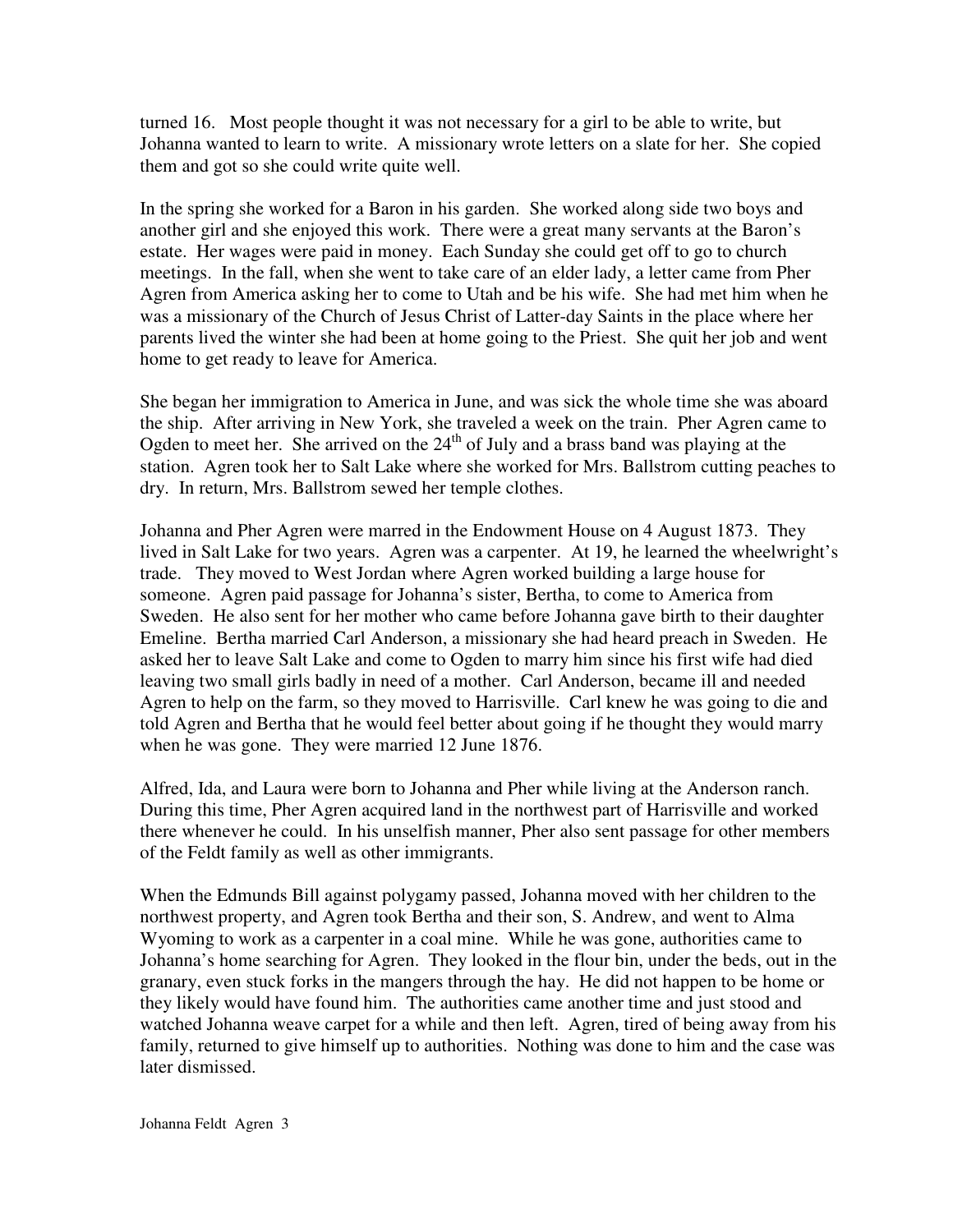turned 16. Most people thought it was not necessary for a girl to be able to write, but Johanna wanted to learn to write. A missionary wrote letters on a slate for her. She copied them and got so she could write quite well.

In the spring she worked for a Baron in his garden. She worked along side two boys and another girl and she enjoyed this work. There were a great many servants at the Baron's estate. Her wages were paid in money. Each Sunday she could get off to go to church meetings. In the fall, when she went to take care of an elder lady, a letter came from Pher Agren from America asking her to come to Utah and be his wife. She had met him when he was a missionary of the Church of Jesus Christ of Latter-day Saints in the place where her parents lived the winter she had been at home going to the Priest. She quit her job and went home to get ready to leave for America.

She began her immigration to America in June, and was sick the whole time she was aboard the ship. After arriving in New York, she traveled a week on the train. Pher Agren came to Ogden to meet her. She arrived on the 24th of July and a brass band was playing at the station. Agren took her to Salt Lake where she worked for Mrs. Ballstrom cutting peaches to dry. In return, Mrs. Ballstrom sewed her temple clothes.

Johanna and Pher Agren were marred in the Endowment House on 4 August 1873. They lived in Salt Lake for two years. Agren was a carpenter. At 19, he learned the wheelwright's trade. They moved to West Jordan where Agren worked building a large house for someone. Agren paid passage for Johanna's sister, Bertha, to come to America from Sweden. He also sent for her mother who came before Johanna gave birth to their daughter Emeline. Bertha married Carl Anderson, a missionary she had heard preach in Sweden. He asked her to leave Salt Lake and come to Ogden to marry him since his first wife had died leaving two small girls badly in need of a mother. Carl Anderson, became ill and needed Agren to help on the farm, so they moved to Harrisville. Carl knew he was going to die and told Agren and Bertha that he would feel better about going if he thought they would marry when he was gone. They were married 12 June 1876.

Alfred, Ida, and Laura were born to Johanna and Pher while living at the Anderson ranch. During this time, Pher Agren acquired land in the northwest part of Harrisville and worked there whenever he could. In his unselfish manner, Pher also sent passage for other members of the Feldt family as well as other immigrants.

When the Edmunds Bill against polygamy passed, Johanna moved with her children to the northwest property, and Agren took Bertha and their son, S. Andrew, and went to Alma Wyoming to work as a carpenter in a coal mine. While he was gone, authorities came to Johanna's home searching for Agren. They looked in the flour bin, under the beds, out in the granary, even stuck forks in the mangers through the hay. He did not happen to be home or they likely would have found him. The authorities came another time and just stood and watched Johanna weave carpet for a while and then left. Agren, tired of being away from his family, returned to give himself up to authorities. Nothing was done to him and the case was later dismissed.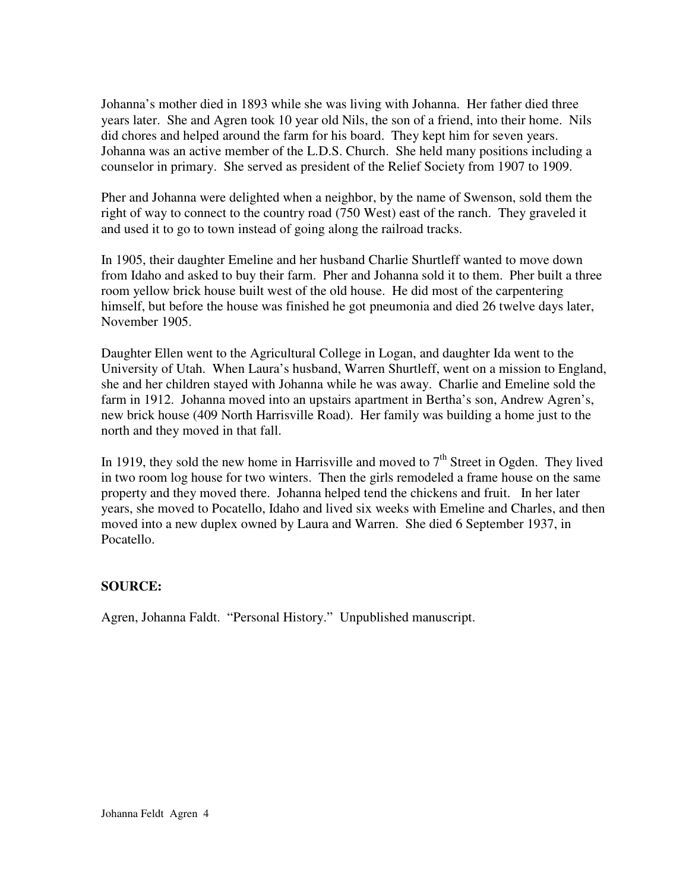Johanna's mother died in 1893 while she was living with Johanna. Her father died three years later. She and Agren took 10 year old Nils, the son of a friend, into their home. Nils did chores and helped around the farm for his board. They kept him for seven years. Johanna was an active member of the L.D.S. Church. She held many positions including a counselor in primary. She served as president of the Relief Society from 1907 to 1909.

Pher and Johanna were delighted when a neighbor, by the name of Swenson, sold them the right of way to connect to the country road (750 West) east of the ranch. They graveled it and used it to go to town instead of going along the railroad tracks.

In 1905, their daughter Emeline and her husband Charlie Shurtleff wanted to move down from Idaho and asked to buy their farm. Pher and Johanna sold it to them. Pher built a three room yellow brick house built west of the old house. He did most of the carpentering himself, but before the house was finished he got pneumonia and died 26 twelve days later, November 1905.

Daughter Ellen went to the Agricultural College in Logan, and daughter Ida went to the University of Utah. When Laura's husband, Warren Shurtleff, went on a mission to England, she and her children stayed with Johanna while he was away. Charlie and Emeline sold the farm in 1912. Johanna moved into an upstairs apartment in Bertha's son, Andrew Agren's, new brick house (409 North Harrisville Road). Her family was building a home just to the north and they moved in that fall.

In 1919, they sold the new home in Harrisville and moved to 7th Street in Ogden. They lived in two room log house for two winters. Then the girls remodeled a frame house on the same property and they moved there. Johanna helped tend the chickens and fruit. In her later years, she moved to Pocatello, Idaho and lived six weeks with Emeline and Charles, and then moved into a new duplex owned by Laura and Warren. She died 6 September 1937, in Pocatello.

**SOURCE:**

Agren, Johanna Faldt. "Personal History." Unpublished manuscript.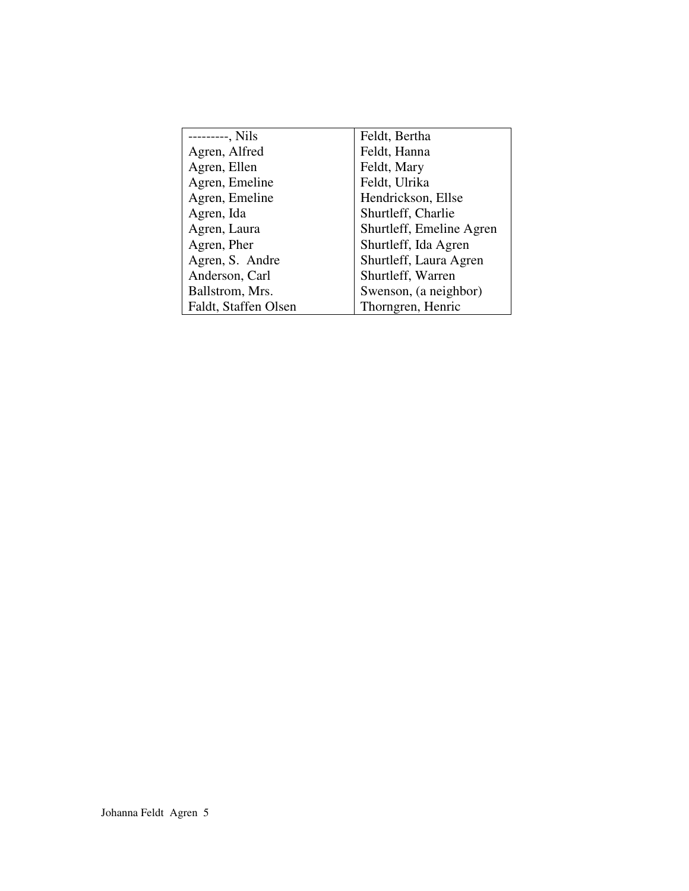| | |
|---|---|
| ---------, Nils | Feldt, Bertha |
| Agren, Alfred | Feldt, Hanna |
| Agren, Ellen | Feldt, Mary |
| Agren, Emeline | Feldt, Ulrika |
| Agren, Emeline | Hendrickson, Ellse |
| Agren, Ida | Shurtleff, Charlie |
| Agren, Laura | Shurtleff, Emeline Agren |
| Agren, Pher | Shurtleff, Ida Agren |
| Agren, S. Andre | Shurtleff, Laura Agren |
| Anderson, Carl | Shurtleff, Warren |
| Ballstrom, Mrs. | Swenson, (a neighbor) |
| Faldt, Staffen Olsen | Thorngren, Henric |